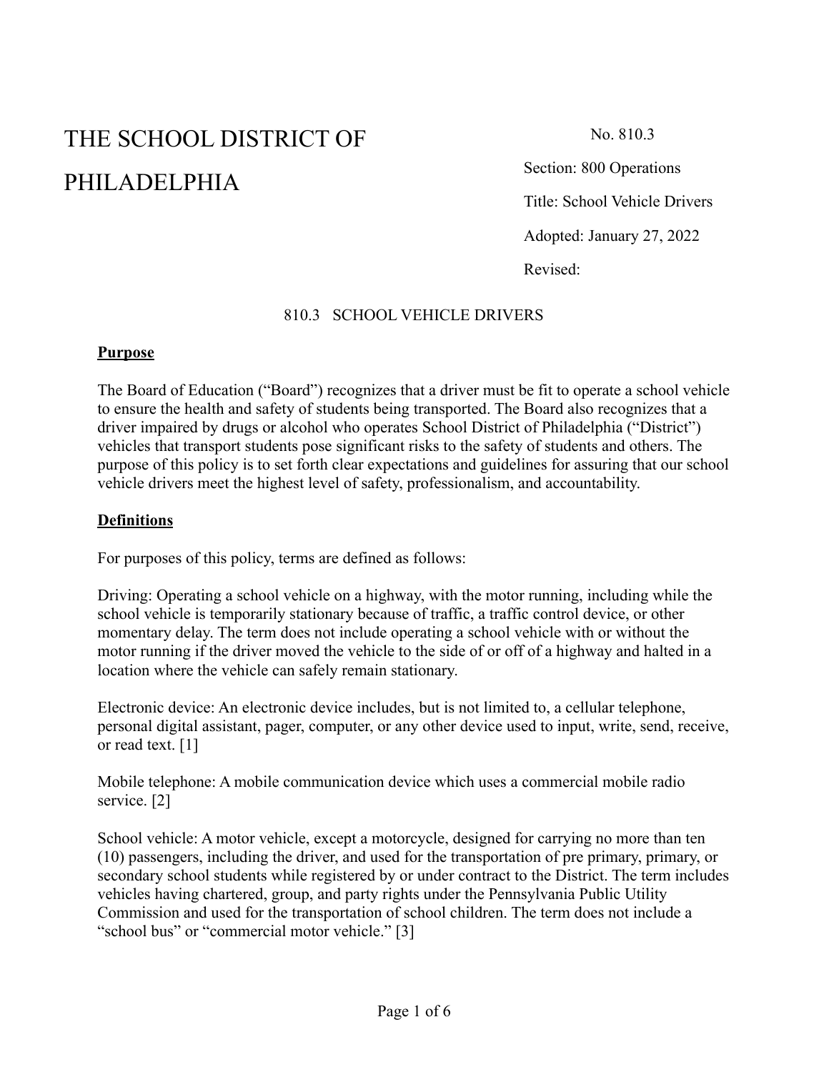# THE SCHOOL DISTRICT OF PHILADELPHIA

No. 810.3

Section: 800 Operations

Title: School Vehicle Drivers

Adopted: January 27, 2022

Revised:

## 810.3 SCHOOL VEHICLE DRIVERS

**Purpose**

The Board of Education ("Board") recognizes that a driver must be fit to operate a school vehicle to ensure the health and safety of students being transported. The Board also recognizes that a driver impaired by drugs or alcohol who operates School District of Philadelphia ("District") vehicles that transport students pose significant risks to the safety of students and others. The purpose of this policy is to set forth clear expectations and guidelines for assuring that our school vehicle drivers meet the highest level of safety, professionalism, and accountability.

**Definitions**

For purposes of this policy, terms are defined as follows:

Driving: Operating a school vehicle on a highway, with the motor running, including while the school vehicle is temporarily stationary because of traffic, a traffic control device, or other momentary delay. The term does not include operating a school vehicle with or without the motor running if the driver moved the vehicle to the side of or off of a highway and halted in a location where the vehicle can safely remain stationary.

Electronic device: An electronic device includes, but is not limited to, a cellular telephone, personal digital assistant, pager, computer, or any other device used to input, write, send, receive, or read text. [1]

Mobile telephone: A mobile communication device which uses a commercial mobile radio service. [2]

School vehicle: A motor vehicle, except a motorcycle, designed for carrying no more than ten (10) passengers, including the driver, and used for the transportation of pre primary, primary, or secondary school students while registered by or under contract to the District. The term includes vehicles having chartered, group, and party rights under the Pennsylvania Public Utility Commission and used for the transportation of school children. The term does not include a "school bus" or "commercial motor vehicle." [3]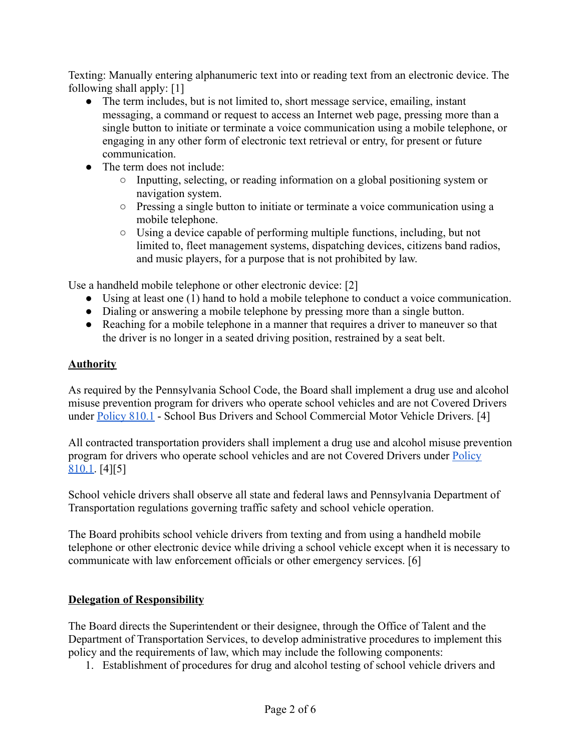Texting: Manually entering alphanumeric text into or reading text from an electronic device. The following shall apply: [1]

- The term includes, but is not limited to, short message service, emailing, instant messaging, a command or request to access an Internet web page, pressing more than a single button to initiate or terminate a voice communication using a mobile telephone, or engaging in any other form of electronic text retrieval or entry, for present or future communication.
- The term does not include:
  - Inputting, selecting, or reading information on a global positioning system or navigation system.
  - Pressing a single button to initiate or terminate a voice communication using a mobile telephone.
  - Using a device capable of performing multiple functions, including, but not limited to, fleet management systems, dispatching devices, citizens band radios, and music players, for a purpose that is not prohibited by law.

Use a handheld mobile telephone or other electronic device: [2]

- Using at least one (1) hand to hold a mobile telephone to conduct a voice communication.
- Dialing or answering a mobile telephone by pressing more than a single button.
- Reaching for a mobile telephone in a manner that requires a driver to maneuver so that the driver is no longer in a seated driving position, restrained by a seat belt.

## Authority

As required by the Pennsylvania School Code, the Board shall implement a drug use and alcohol misuse prevention program for drivers who operate school vehicles and are not Covered Drivers under Policy 810.1 - School Bus Drivers and School Commercial Motor Vehicle Drivers. [4]

All contracted transportation providers shall implement a drug use and alcohol misuse prevention program for drivers who operate school vehicles and are not Covered Drivers under Policy 810.1. [4][5]

School vehicle drivers shall observe all state and federal laws and Pennsylvania Department of Transportation regulations governing traffic safety and school vehicle operation.

The Board prohibits school vehicle drivers from texting and from using a handheld mobile telephone or other electronic device while driving a school vehicle except when it is necessary to communicate with law enforcement officials or other emergency services. [6]

## Delegation of Responsibility

The Board directs the Superintendent or their designee, through the Office of Talent and the Department of Transportation Services, to develop administrative procedures to implement this policy and the requirements of law, which may include the following components:

1. Establishment of procedures for drug and alcohol testing of school vehicle drivers and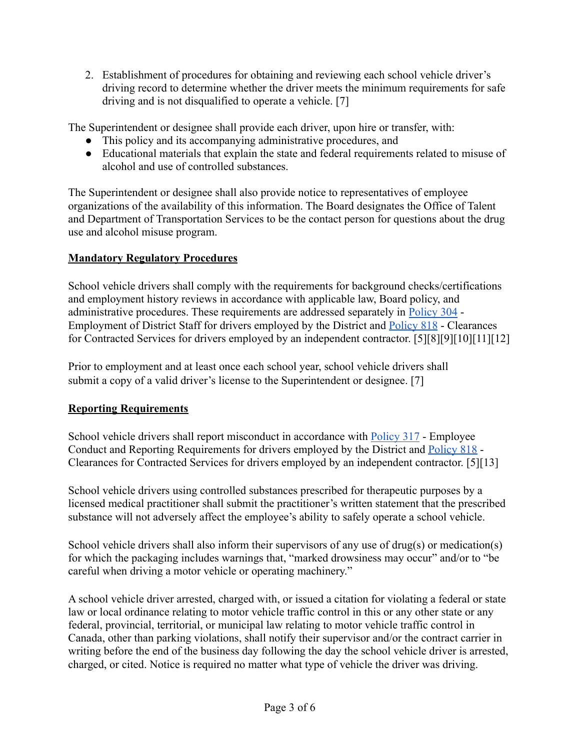2. Establishment of procedures for obtaining and reviewing each school vehicle driver's driving record to determine whether the driver meets the minimum requirements for safe driving and is not disqualified to operate a vehicle. [7]

The Superintendent or designee shall provide each driver, upon hire or transfer, with:

- This policy and its accompanying administrative procedures, and
- Educational materials that explain the state and federal requirements related to misuse of alcohol and use of controlled substances.

The Superintendent or designee shall also provide notice to representatives of employee organizations of the availability of this information. The Board designates the Office of Talent and Department of Transportation Services to be the contact person for questions about the drug use and alcohol misuse program.

**Mandatory Regulatory Procedures**

School vehicle drivers shall comply with the requirements for background checks/certifications and employment history reviews in accordance with applicable law, Board policy, and administrative procedures. These requirements are addressed separately in Policy 304 - Employment of District Staff for drivers employed by the District and Policy 818 - Clearances for Contracted Services for drivers employed by an independent contractor. [5][8][9][10][11][12]

Prior to employment and at least once each school year, school vehicle drivers shall submit a copy of a valid driver's license to the Superintendent or designee. [7]

**Reporting Requirements**

School vehicle drivers shall report misconduct in accordance with Policy 317 - Employee Conduct and Reporting Requirements for drivers employed by the District and Policy 818 - Clearances for Contracted Services for drivers employed by an independent contractor. [5][13]

School vehicle drivers using controlled substances prescribed for therapeutic purposes by a licensed medical practitioner shall submit the practitioner's written statement that the prescribed substance will not adversely affect the employee's ability to safely operate a school vehicle.

School vehicle drivers shall also inform their supervisors of any use of drug(s) or medication(s) for which the packaging includes warnings that, "marked drowsiness may occur" and/or to "be careful when driving a motor vehicle or operating machinery."

A school vehicle driver arrested, charged with, or issued a citation for violating a federal or state law or local ordinance relating to motor vehicle traffic control in this or any other state or any federal, provincial, territorial, or municipal law relating to motor vehicle traffic control in Canada, other than parking violations, shall notify their supervisor and/or the contract carrier in writing before the end of the business day following the day the school vehicle driver is arrested, charged, or cited. Notice is required no matter what type of vehicle the driver was driving.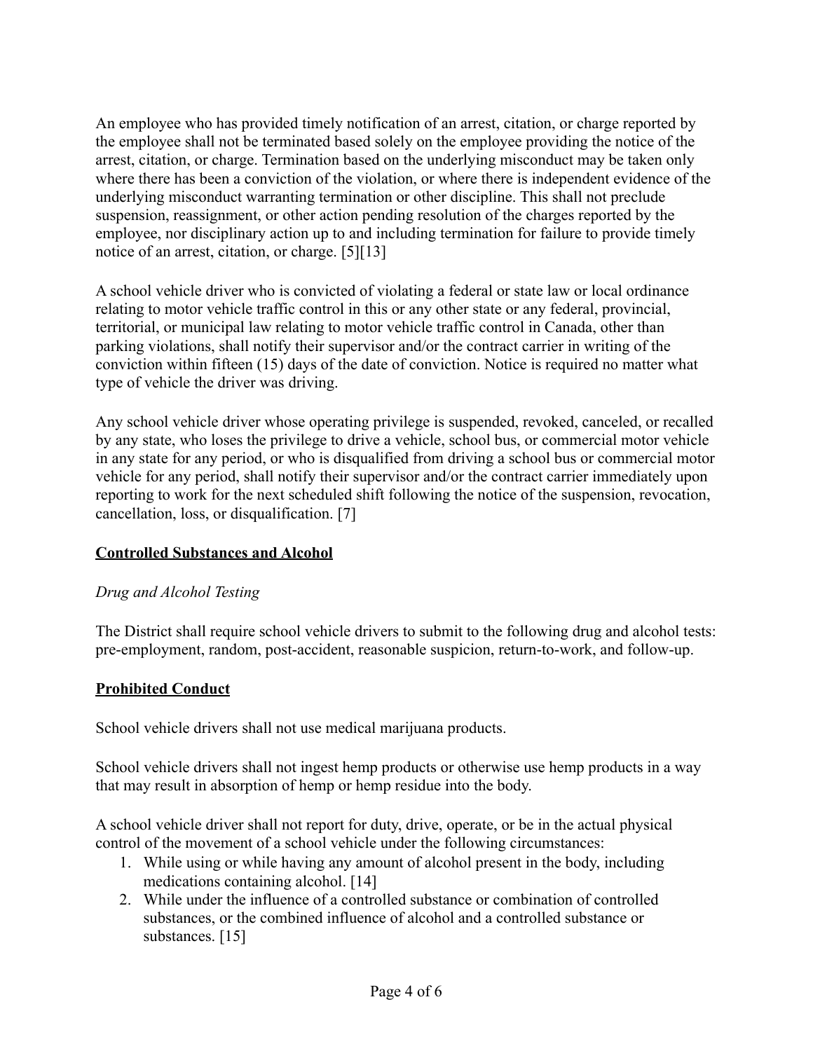An employee who has provided timely notification of an arrest, citation, or charge reported by the employee shall not be terminated based solely on the employee providing the notice of the arrest, citation, or charge. Termination based on the underlying misconduct may be taken only where there has been a conviction of the violation, or where there is independent evidence of the underlying misconduct warranting termination or other discipline. This shall not preclude suspension, reassignment, or other action pending resolution of the charges reported by the employee, nor disciplinary action up to and including termination for failure to provide timely notice of an arrest, citation, or charge. [5][13]

A school vehicle driver who is convicted of violating a federal or state law or local ordinance relating to motor vehicle traffic control in this or any other state or any federal, provincial, territorial, or municipal law relating to motor vehicle traffic control in Canada, other than parking violations, shall notify their supervisor and/or the contract carrier in writing of the conviction within fifteen (15) days of the date of conviction. Notice is required no matter what type of vehicle the driver was driving.

Any school vehicle driver whose operating privilege is suspended, revoked, canceled, or recalled by any state, who loses the privilege to drive a vehicle, school bus, or commercial motor vehicle in any state for any period, or who is disqualified from driving a school bus or commercial motor vehicle for any period, shall notify their supervisor and/or the contract carrier immediately upon reporting to work for the next scheduled shift following the notice of the suspension, revocation, cancellation, loss, or disqualification. [7]

## <u>Controlled Substances and Alcohol</u>

### *Drug and Alcohol Testing*

The District shall require school vehicle drivers to submit to the following drug and alcohol tests: pre-employment, random, post-accident, reasonable suspicion, return-to-work, and follow-up.

## <u>Prohibited Conduct</u>

School vehicle drivers shall not use medical marijuana products.

School vehicle drivers shall not ingest hemp products or otherwise use hemp products in a way that may result in absorption of hemp or hemp residue into the body.

A school vehicle driver shall not report for duty, drive, operate, or be in the actual physical control of the movement of a school vehicle under the following circumstances:

1. While using or while having any amount of alcohol present in the body, including medications containing alcohol. [14]
2. While under the influence of a controlled substance or combination of controlled substances, or the combined influence of alcohol and a controlled substance or substances. [15]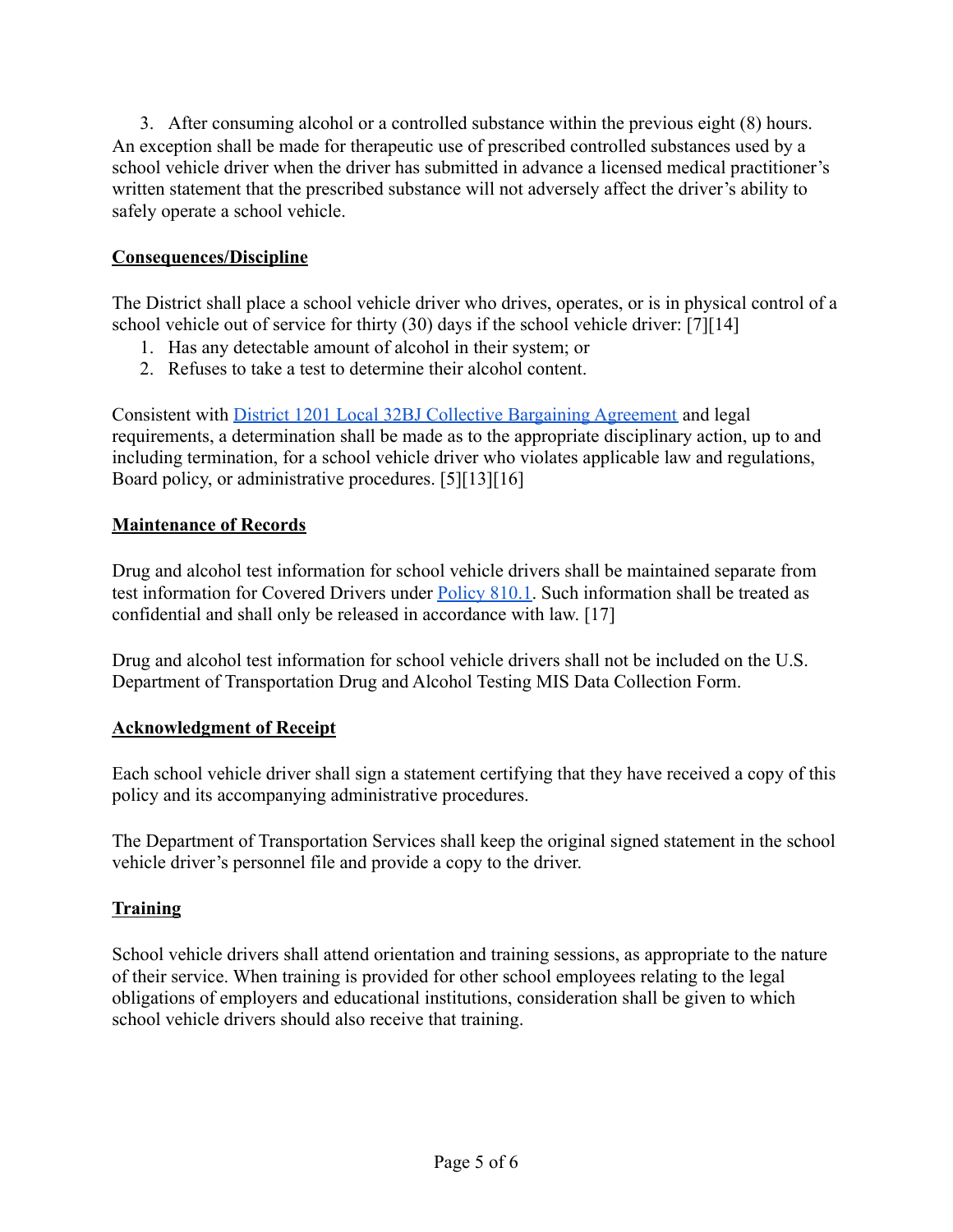3. After consuming alcohol or a controlled substance within the previous eight (8) hours. An exception shall be made for therapeutic use of prescribed controlled substances used by a school vehicle driver when the driver has submitted in advance a licensed medical practitioner's written statement that the prescribed substance will not adversely affect the driver's ability to safely operate a school vehicle.

**Consequences/Discipline**

The District shall place a school vehicle driver who drives, operates, or is in physical control of a school vehicle out of service for thirty (30) days if the school vehicle driver: [7][14]

1. Has any detectable amount of alcohol in their system; or
2. Refuses to take a test to determine their alcohol content.

Consistent with District 1201 Local 32BJ Collective Bargaining Agreement and legal requirements, a determination shall be made as to the appropriate disciplinary action, up to and including termination, for a school vehicle driver who violates applicable law and regulations, Board policy, or administrative procedures. [5][13][16]

**Maintenance of Records**

Drug and alcohol test information for school vehicle drivers shall be maintained separate from test information for Covered Drivers under Policy 810.1. Such information shall be treated as confidential and shall only be released in accordance with law. [17]

Drug and alcohol test information for school vehicle drivers shall not be included on the U.S. Department of Transportation Drug and Alcohol Testing MIS Data Collection Form.

**Acknowledgment of Receipt**

Each school vehicle driver shall sign a statement certifying that they have received a copy of this policy and its accompanying administrative procedures.

The Department of Transportation Services shall keep the original signed statement in the school vehicle driver's personnel file and provide a copy to the driver.

**Training**

School vehicle drivers shall attend orientation and training sessions, as appropriate to the nature of their service. When training is provided for other school employees relating to the legal obligations of employers and educational institutions, consideration shall be given to which school vehicle drivers should also receive that training.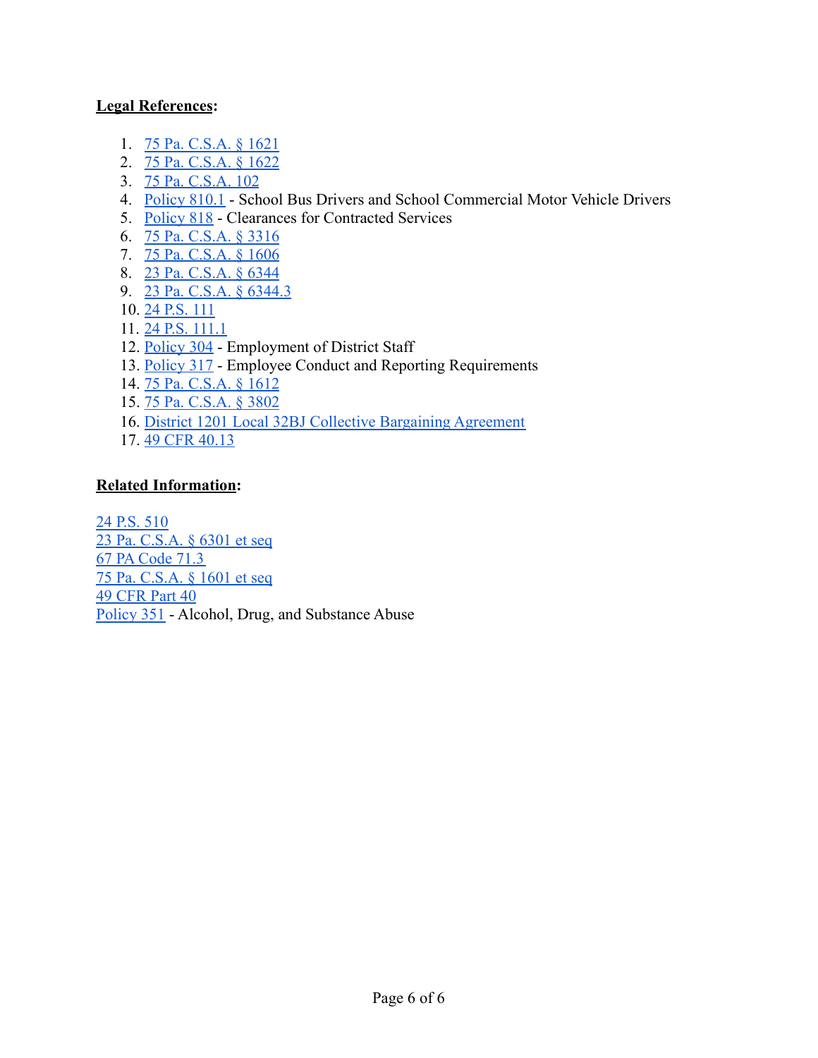**Legal References**:

1. 75 Pa. C.S.A. § 1621
2. 75 Pa. C.S.A. § 1622
3. 75 Pa. C.S.A. 102
4. Policy 810.1 - School Bus Drivers and School Commercial Motor Vehicle Drivers
5. Policy 818 - Clearances for Contracted Services
6. 75 Pa. C.S.A. § 3316
7. 75 Pa. C.S.A. § 1606
8. 23 Pa. C.S.A. § 6344
9. 23 Pa. C.S.A. § 6344.3
10. 24 P.S. 111
11. 24 P.S. 111.1
12. Policy 304 - Employment of District Staff
13. Policy 317 - Employee Conduct and Reporting Requirements
14. 75 Pa. C.S.A. § 1612
15. 75 Pa. C.S.A. § 3802
16. District 1201 Local 32BJ Collective Bargaining Agreement
17. 49 CFR 40.13

**Related Information**:

24 P.S. 510
23 Pa. C.S.A. § 6301 et seq
67 PA Code 71.3
75 Pa. C.S.A. § 1601 et seq
49 CFR Part 40
Policy 351 - Alcohol, Drug, and Substance Abuse